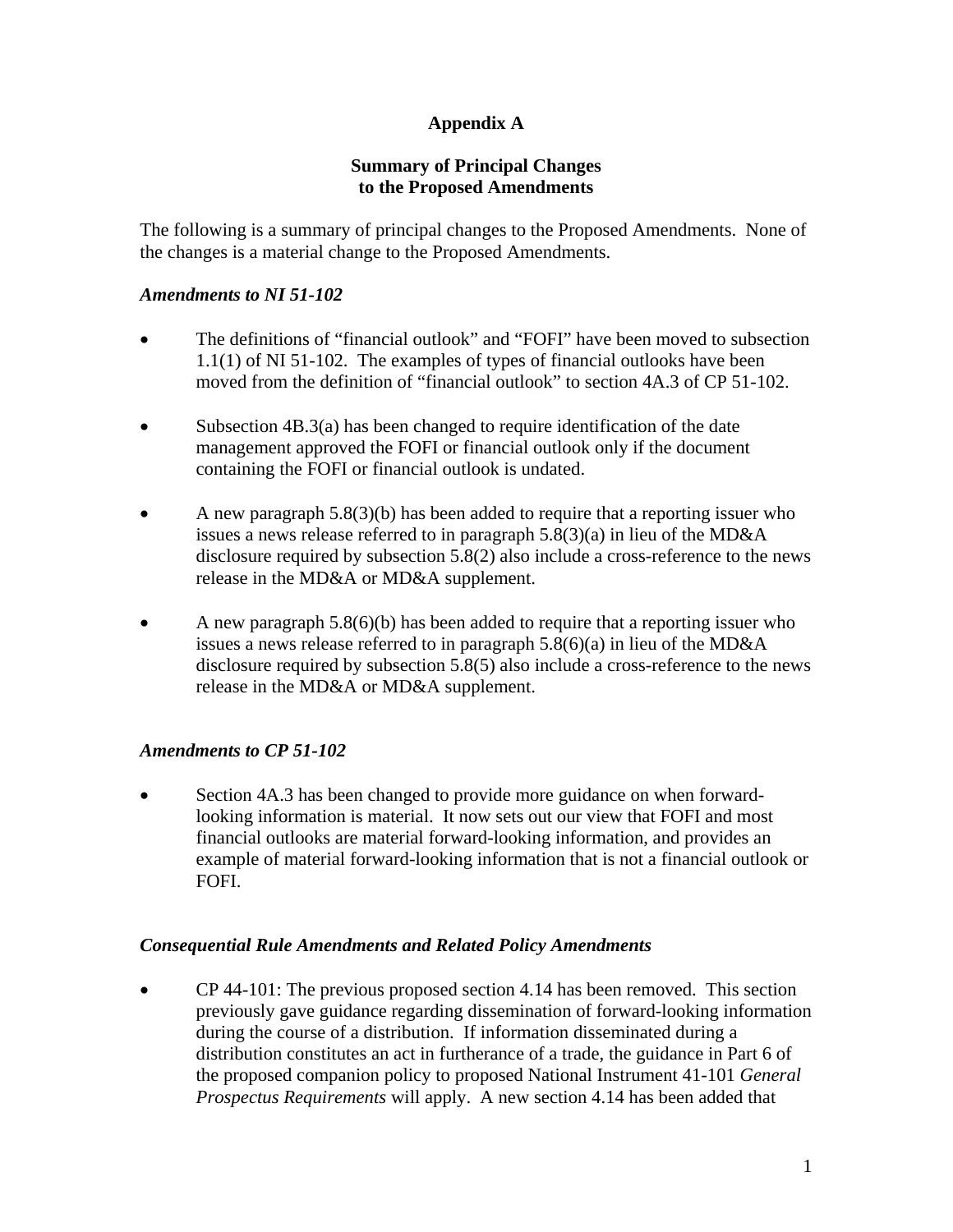# Appendix A

## Summary of Principal Changes to the Proposed Amendments

The following is a summary of principal changes to the Proposed Amendments. None of the changes is a material change to the Proposed Amendments.

### *Amendments to NI 51-102*

- The definitions of "financial outlook" and "FOFI" have been moved to subsection 1.1(1) of NI 51-102. The examples of types of financial outlooks have been moved from the definition of "financial outlook" to section 4A.3 of CP 51-102.
- Subsection 4B.3(a) has been changed to require identification of the date management approved the FOFI or financial outlook only if the document containing the FOFI or financial outlook is undated.
- A new paragraph 5.8(3)(b) has been added to require that a reporting issuer who issues a news release referred to in paragraph 5.8(3)(a) in lieu of the MD&A disclosure required by subsection 5.8(2) also include a cross-reference to the news release in the MD&A or MD&A supplement.
- A new paragraph 5.8(6)(b) has been added to require that a reporting issuer who issues a news release referred to in paragraph 5.8(6)(a) in lieu of the MD&A disclosure required by subsection 5.8(5) also include a cross-reference to the news release in the MD&A or MD&A supplement.

### *Amendments to CP 51-102*

- Section 4A.3 has been changed to provide more guidance on when forward-looking information is material. It now sets out our view that FOFI and most financial outlooks are material forward-looking information, and provides an example of material forward-looking information that is not a financial outlook or FOFI.

### *Consequential Rule Amendments and Related Policy Amendments*

- CP 44-101: The previous proposed section 4.14 has been removed. This section previously gave guidance regarding dissemination of forward-looking information during the course of a distribution. If information disseminated during a distribution constitutes an act in furtherance of a trade, the guidance in Part 6 of the proposed companion policy to proposed National Instrument 41-101 *General Prospectus Requirements* will apply. A new section 4.14 has been added that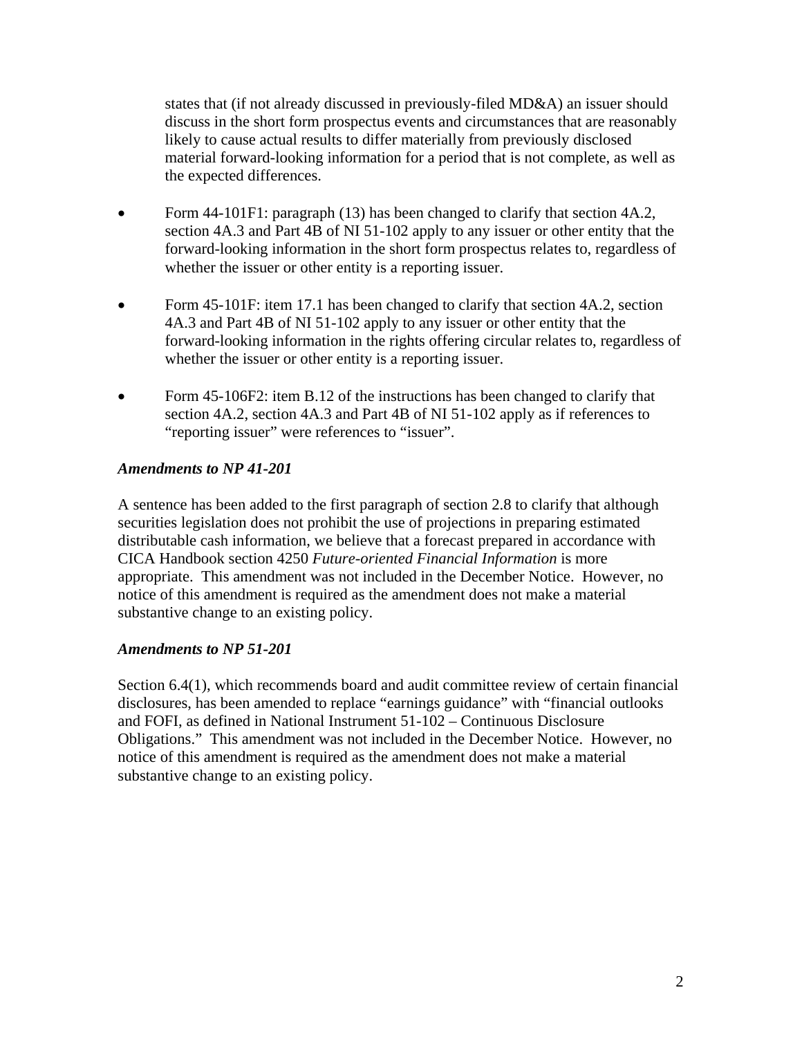states that (if not already discussed in previously-filed MD&A) an issuer should discuss in the short form prospectus events and circumstances that are reasonably likely to cause actual results to differ materially from previously disclosed material forward-looking information for a period that is not complete, as well as the expected differences.

- Form 44-101F1: paragraph (13) has been changed to clarify that section 4A.2, section 4A.3 and Part 4B of NI 51-102 apply to any issuer or other entity that the forward-looking information in the short form prospectus relates to, regardless of whether the issuer or other entity is a reporting issuer.

- Form 45-101F: item 17.1 has been changed to clarify that section 4A.2, section 4A.3 and Part 4B of NI 51-102 apply to any issuer or other entity that the forward-looking information in the rights offering circular relates to, regardless of whether the issuer or other entity is a reporting issuer.

- Form 45-106F2: item B.12 of the instructions has been changed to clarify that section 4A.2, section 4A.3 and Part 4B of NI 51-102 apply as if references to "reporting issuer" were references to "issuer".

### *Amendments to NP 41-201*

A sentence has been added to the first paragraph of section 2.8 to clarify that although securities legislation does not prohibit the use of projections in preparing estimated distributable cash information, we believe that a forecast prepared in accordance with CICA Handbook section 4250 *Future-oriented Financial Information* is more appropriate. This amendment was not included in the December Notice. However, no notice of this amendment is required as the amendment does not make a material substantive change to an existing policy.

### *Amendments to NP 51-201*

Section 6.4(1), which recommends board and audit committee review of certain financial disclosures, has been amended to replace "earnings guidance" with "financial outlooks and FOFI, as defined in National Instrument 51-102 – Continuous Disclosure Obligations." This amendment was not included in the December Notice. However, no notice of this amendment is required as the amendment does not make a material substantive change to an existing policy.